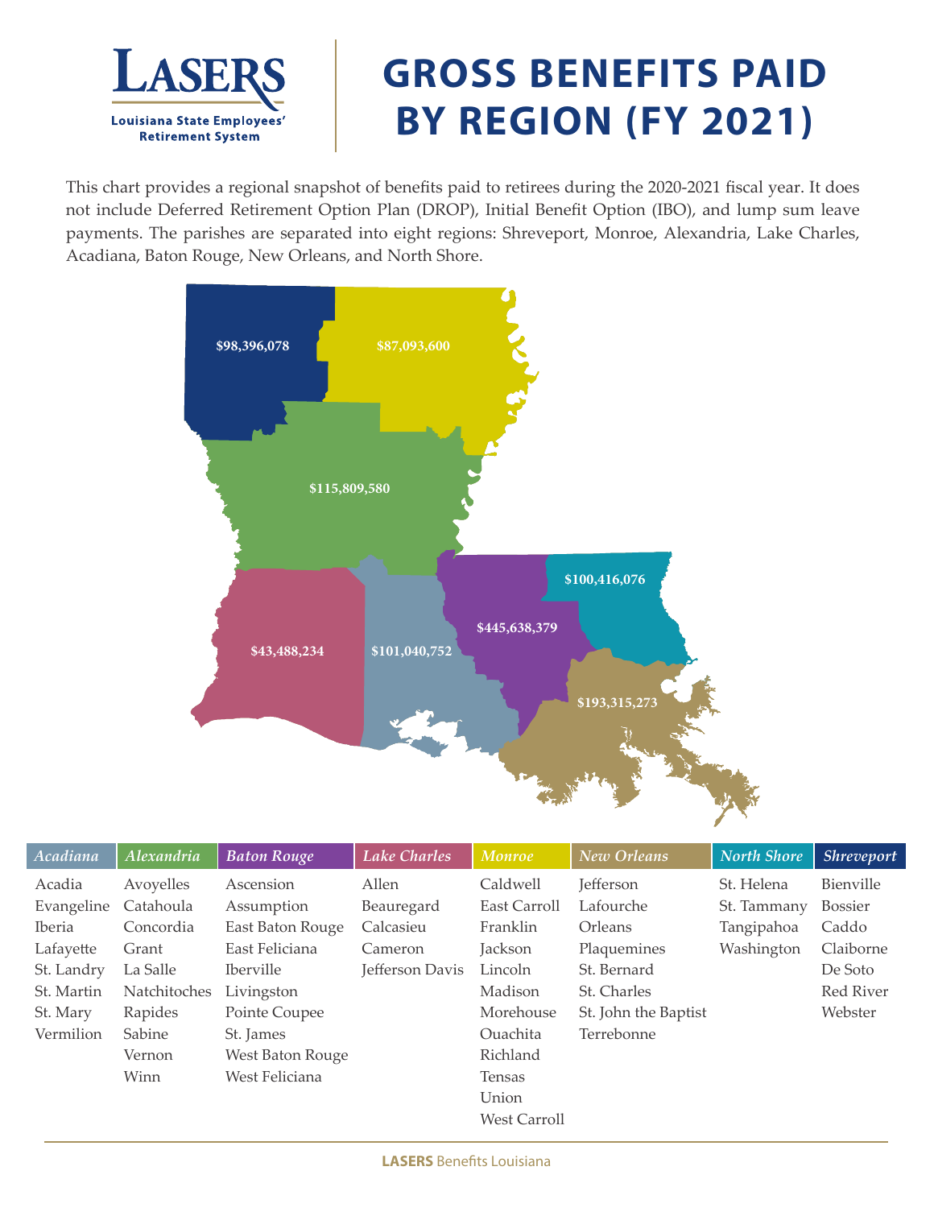LASERS

Louisiana State Employees' Retirement System

# GROSS BENEFITS PAID BY REGION (FY 2021)

This chart provides a regional snapshot of benefits paid to retirees during the 2020-2021 fiscal year. It does not include Deferred Retirement Option Plan (DROP), Initial Benefit Option (IBO), and lump sum leave payments. The parishes are separated into eight regions: Shreveport, Monroe, Alexandria, Lake Charles, Acadiana, Baton Rouge, New Orleans, and North Shore.

$98,396,078

$87,093,600

$115,809,580

$100,416,076

$445,638,379

$43,488,234

$101,040,752

$193,315,273

| *Acadiana* | *Alexandria* | *Baton Rouge* | *Lake Charles* | *Monroe* | *New Orleans* | *North Shore* | *Shreveport* |
|---|---|---|---|---|---|---|---|
| Acadia | Avoyelles | Ascension | Allen | Caldwell | Jefferson | St. Helena | Bienville |
| Evangeline | Catahoula | Assumption | Beauregard | East Carroll | Lafourche | St. Tammany | Bossier |
| Iberia | Concordia | East Baton Rouge | Calcasieu | Franklin | Orleans | Tangipahoa | Caddo |
| Lafayette | Grant | East Feliciana | Cameron | Jackson | Plaquemines | Washington | Claiborne |
| St. Landry | La Salle | Iberville | Jefferson Davis | Lincoln | St. Bernard | | De Soto |
| St. Martin | Natchitoches | Livingston | | Madison | St. Charles | | Red River |
| St. Mary | Rapides | Pointe Coupee | | Morehouse | St. John the Baptist | | Webster |
| Vermilion | Sabine | St. James | | Ouachita | Terrebonne | | |
| | Vernon | West Baton Rouge | | Richland | | | |
| | Winn | West Feliciana | | Tensas | | | |
| | | | | Union | | | |
| | | | | West Carroll | | | |

**LASERS** Benefits Louisiana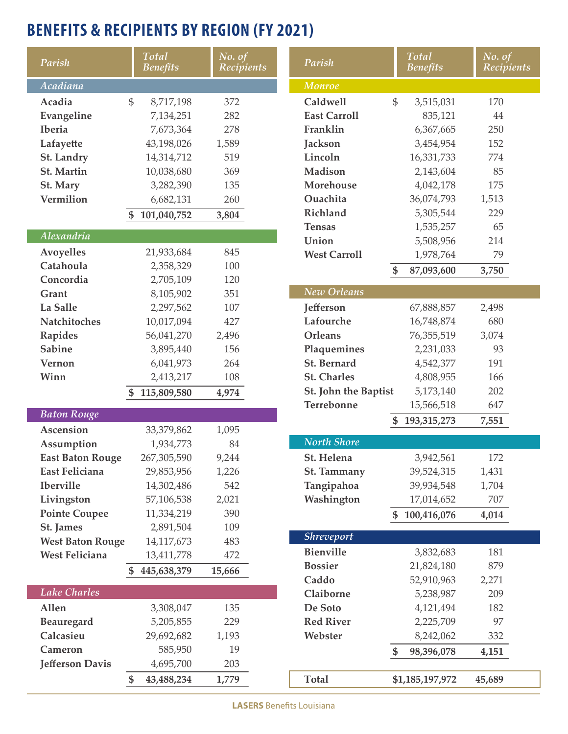# BENEFITS & RECIPIENTS BY REGION (FY 2021)

| Parish | Total Benefits | No. of Recipients |
|---|---|---|
| ***Acadiana*** | | |
| **Acadia** | $ 8,717,198 | 372 |
| **Evangeline** | 7,134,251 | 282 |
| **Iberia** | 7,673,364 | 278 |
| **Lafayette** | 43,198,026 | 1,589 |
| **St. Landry** | 14,314,712 | 519 |
| **St. Martin** | 10,038,680 | 369 |
| **St. Mary** | 3,282,390 | 135 |
| **Vermilion** | 6,682,131 | 260 |
| | **$ 101,040,752** | **3,804** |
| ***Alexandria*** | | |
| **Avoyelles** | 21,933,684 | 845 |
| **Catahoula** | 2,358,329 | 100 |
| **Concordia** | 2,705,109 | 120 |
| **Grant** | 8,105,902 | 351 |
| **La Salle** | 2,297,562 | 107 |
| **Natchitoches** | 10,017,094 | 427 |
| **Rapides** | 56,041,270 | 2,496 |
| **Sabine** | 3,895,440 | 156 |
| **Vernon** | 6,041,973 | 264 |
| **Winn** | 2,413,217 | 108 |
| | **$ 115,809,580** | **4,974** |
| ***Baton Rouge*** | | |
| **Ascension** | 33,379,862 | 1,095 |
| **Assumption** | 1,934,773 | 84 |
| **East Baton Rouge** | 267,305,590 | 9,244 |
| **East Feliciana** | 29,853,956 | 1,226 |
| **Iberville** | 14,302,486 | 542 |
| **Livingston** | 57,106,538 | 2,021 |
| **Pointe Coupee** | 11,334,219 | 390 |
| **St. James** | 2,891,504 | 109 |
| **West Baton Rouge** | 14,117,673 | 483 |
| **West Feliciana** | 13,411,778 | 472 |
| | **$ 445,638,379** | **15,666** |
| ***Lake Charles*** | | |
| **Allen** | 3,308,047 | 135 |
| **Beauregard** | 5,205,855 | 229 |
| **Calcasieu** | 29,692,682 | 1,193 |
| **Cameron** | 585,950 | 19 |
| **Jefferson Davis** | 4,695,700 | 203 |
| | **$ 43,488,234** | **1,779** |
| ***Monroe*** | | |
| **Caldwell** | $ 3,515,031 | 170 |
| **East Carroll** | 835,121 | 44 |
| **Franklin** | 6,367,665 | 250 |
| **Jackson** | 3,454,954 | 152 |
| **Lincoln** | 16,331,733 | 774 |
| **Madison** | 2,143,604 | 85 |
| **Morehouse** | 4,042,178 | 175 |
| **Ouachita** | 36,074,793 | 1,513 |
| **Richland** | 5,305,544 | 229 |
| **Tensas** | 1,535,257 | 65 |
| **Union** | 5,508,956 | 214 |
| **West Carroll** | 1,978,764 | 79 |
| | **$ 87,093,600** | **3,750** |
| ***New Orleans*** | | |
| **Jefferson** | 67,888,857 | 2,498 |
| **Lafourche** | 16,748,874 | 680 |
| **Orleans** | 76,355,519 | 3,074 |
| **Plaquemines** | 2,231,033 | 93 |
| **St. Bernard** | 4,542,377 | 191 |
| **St. Charles** | 4,808,955 | 166 |
| **St. John the Baptist** | 5,173,140 | 202 |
| **Terrebonne** | 15,566,518 | 647 |
| | **$ 193,315,273** | **7,551** |
| ***North Shore*** | | |
| **St. Helena** | 3,942,561 | 172 |
| **St. Tammany** | 39,524,315 | 1,431 |
| **Tangipahoa** | 39,934,548 | 1,704 |
| **Washington** | 17,014,652 | 707 |
| | **$ 100,416,076** | **4,014** |
| ***Shreveport*** | | |
| **Bienville** | 3,832,683 | 181 |
| **Bossier** | 21,824,180 | 879 |
| **Caddo** | 52,910,963 | 2,271 |
| **Claiborne** | 5,238,987 | 209 |
| **De Soto** | 4,121,494 | 182 |
| **Red River** | 2,225,709 | 97 |
| **Webster** | 8,242,062 | 332 |
| | **$ 98,396,078** | **4,151** |
| **Total** | **$1,185,197,972** | **45,689** |

**LASERS** Benefits Louisiana